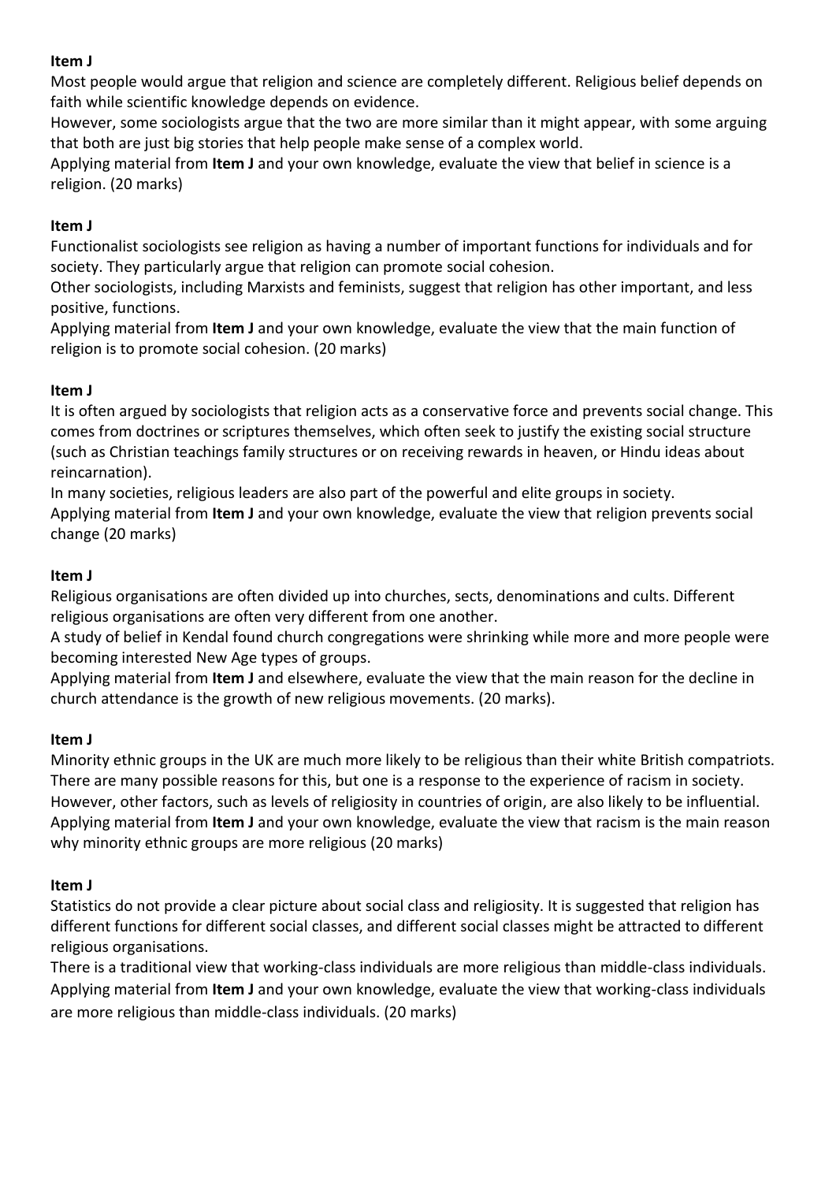**Item J**

Most people would argue that religion and science are completely different. Religious belief depends on faith while scientific knowledge depends on evidence.

However, some sociologists argue that the two are more similar than it might appear, with some arguing that both are just big stories that help people make sense of a complex world.

Applying material from **Item J** and your own knowledge, evaluate the view that belief in science is a religion. (20 marks)

**Item J**

Functionalist sociologists see religion as having a number of important functions for individuals and for society. They particularly argue that religion can promote social cohesion.

Other sociologists, including Marxists and feminists, suggest that religion has other important, and less positive, functions.

Applying material from **Item J** and your own knowledge, evaluate the view that the main function of religion is to promote social cohesion. (20 marks)

**Item J**

It is often argued by sociologists that religion acts as a conservative force and prevents social change. This comes from doctrines or scriptures themselves, which often seek to justify the existing social structure (such as Christian teachings family structures or on receiving rewards in heaven, or Hindu ideas about reincarnation).

In many societies, religious leaders are also part of the powerful and elite groups in society.

Applying material from **Item J** and your own knowledge, evaluate the view that religion prevents social change (20 marks)

**Item J**

Religious organisations are often divided up into churches, sects, denominations and cults. Different religious organisations are often very different from one another.

A study of belief in Kendal found church congregations were shrinking while more and more people were becoming interested New Age types of groups.

Applying material from **Item J** and elsewhere, evaluate the view that the main reason for the decline in church attendance is the growth of new religious movements. (20 marks).

**Item J**

Minority ethnic groups in the UK are much more likely to be religious than their white British compatriots. There are many possible reasons for this, but one is a response to the experience of racism in society. However, other factors, such as levels of religiosity in countries of origin, are also likely to be influential.

Applying material from **Item J** and your own knowledge, evaluate the view that racism is the main reason why minority ethnic groups are more religious (20 marks)

**Item J**

Statistics do not provide a clear picture about social class and religiosity. It is suggested that religion has different functions for different social classes, and different social classes might be attracted to different religious organisations.

There is a traditional view that working-class individuals are more religious than middle-class individuals.

Applying material from **Item J** and your own knowledge, evaluate the view that working-class individuals are more religious than middle-class individuals. (20 marks)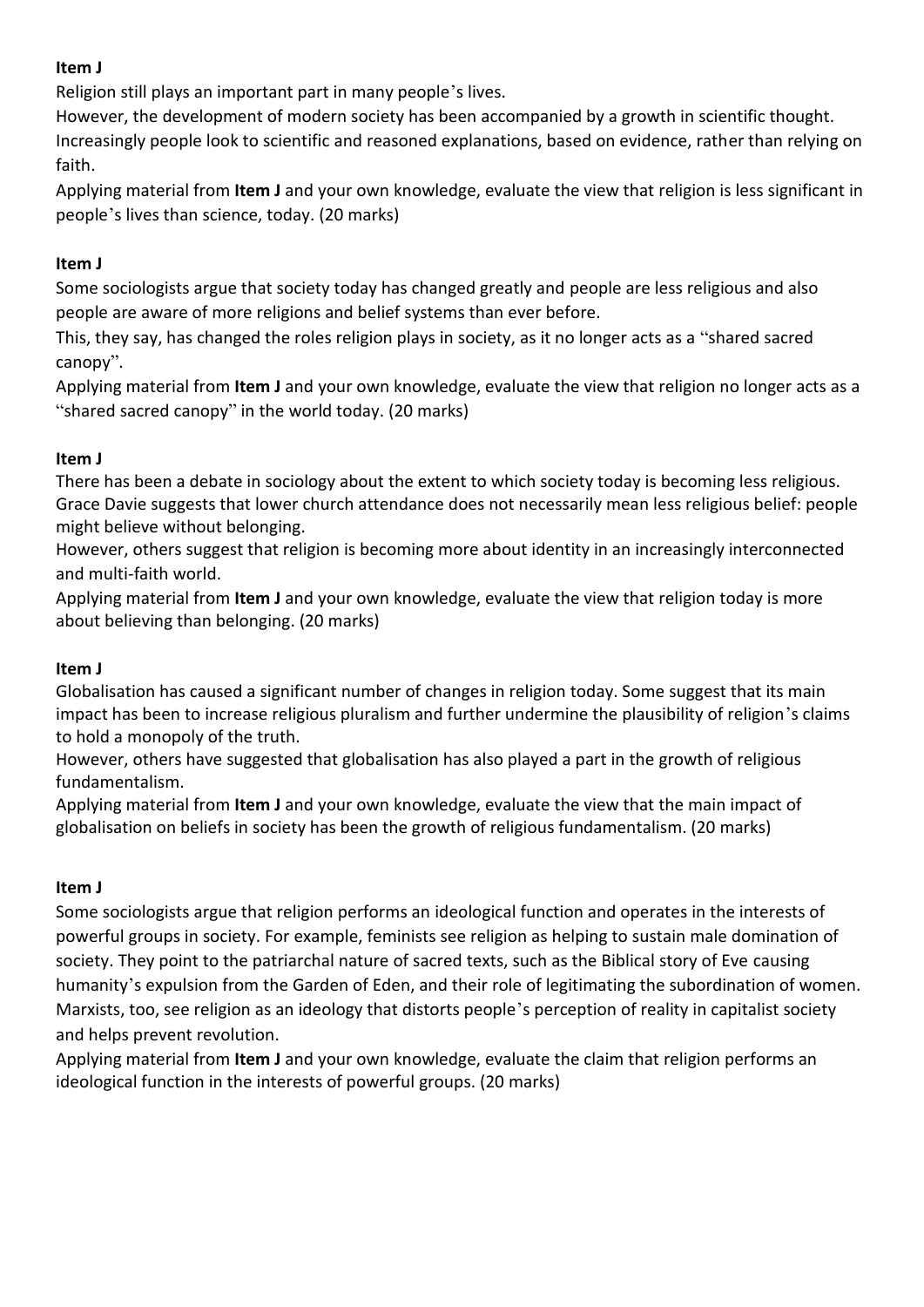**Item J**

Religion still plays an important part in many people's lives.

However, the development of modern society has been accompanied by a growth in scientific thought. Increasingly people look to scientific and reasoned explanations, based on evidence, rather than relying on faith.

Applying material from **Item J** and your own knowledge, evaluate the view that religion is less significant in people's lives than science, today. (20 marks)

**Item J**

Some sociologists argue that society today has changed greatly and people are less religious and also people are aware of more religions and belief systems than ever before.

This, they say, has changed the roles religion plays in society, as it no longer acts as a "shared sacred canopy".

Applying material from **Item J** and your own knowledge, evaluate the view that religion no longer acts as a "shared sacred canopy" in the world today. (20 marks)

**Item J**

There has been a debate in sociology about the extent to which society today is becoming less religious. Grace Davie suggests that lower church attendance does not necessarily mean less religious belief: people might believe without belonging.

However, others suggest that religion is becoming more about identity in an increasingly interconnected and multi-faith world.

Applying material from **Item J** and your own knowledge, evaluate the view that religion today is more about believing than belonging. (20 marks)

**Item J**

Globalisation has caused a significant number of changes in religion today. Some suggest that its main impact has been to increase religious pluralism and further undermine the plausibility of religion's claims to hold a monopoly of the truth.

However, others have suggested that globalisation has also played a part in the growth of religious fundamentalism.

Applying material from **Item J** and your own knowledge, evaluate the view that the main impact of globalisation on beliefs in society has been the growth of religious fundamentalism. (20 marks)

**Item J**

Some sociologists argue that religion performs an ideological function and operates in the interests of powerful groups in society. For example, feminists see religion as helping to sustain male domination of society. They point to the patriarchal nature of sacred texts, such as the Biblical story of Eve causing humanity's expulsion from the Garden of Eden, and their role of legitimating the subordination of women. Marxists, too, see religion as an ideology that distorts people's perception of reality in capitalist society and helps prevent revolution.

Applying material from **Item J** and your own knowledge, evaluate the claim that religion performs an ideological function in the interests of powerful groups. (20 marks)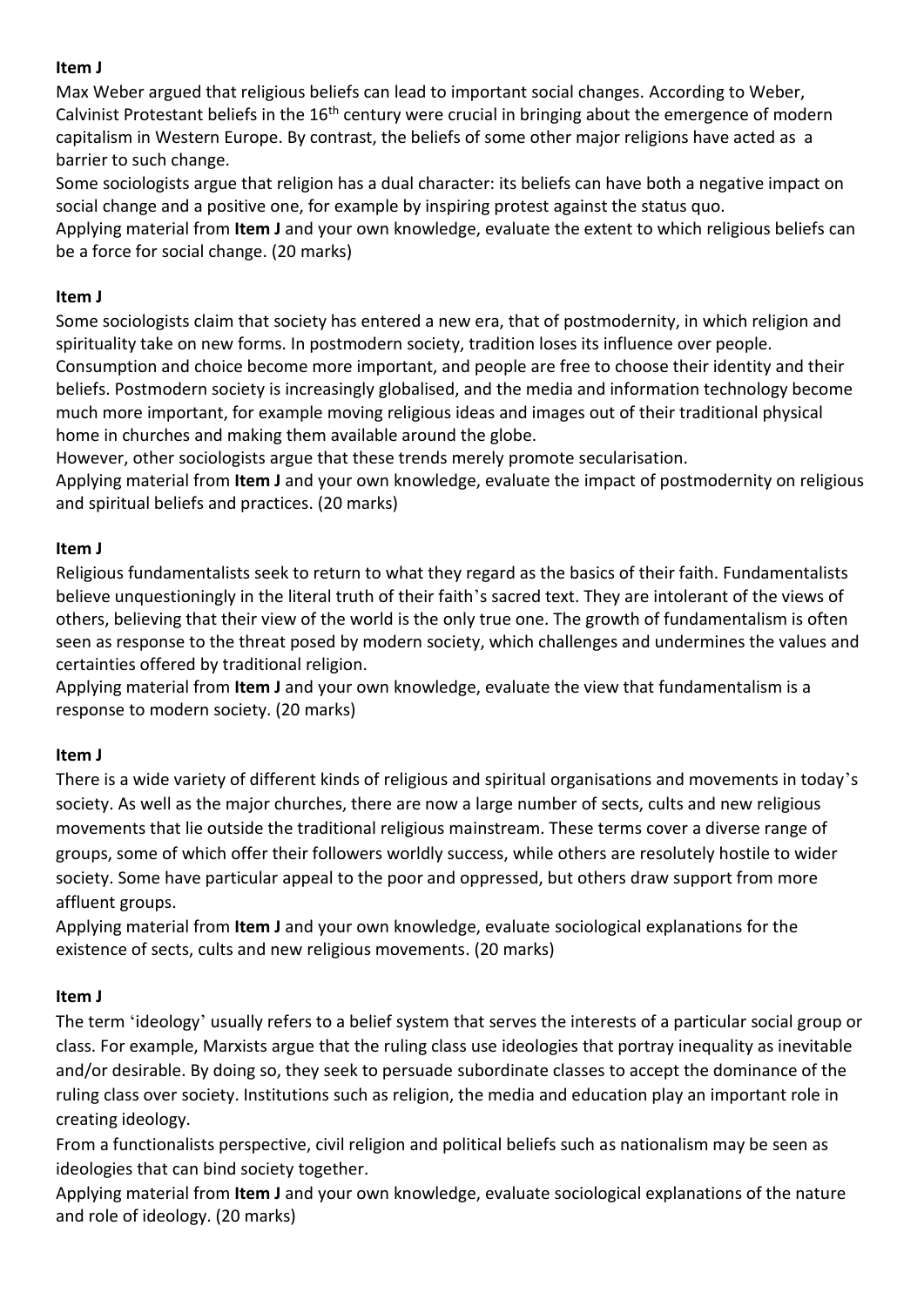**Item J**

Max Weber argued that religious beliefs can lead to important social changes. According to Weber, Calvinist Protestant beliefs in the 16th century were crucial in bringing about the emergence of modern capitalism in Western Europe. By contrast, the beliefs of some other major religions have acted as a barrier to such change.

Some sociologists argue that religion has a dual character: its beliefs can have both a negative impact on social change and a positive one, for example by inspiring protest against the status quo.

Applying material from **Item J** and your own knowledge, evaluate the extent to which religious beliefs can be a force for social change. (20 marks)

**Item J**

Some sociologists claim that society has entered a new era, that of postmodernity, in which religion and spirituality take on new forms. In postmodern society, tradition loses its influence over people. Consumption and choice become more important, and people are free to choose their identity and their beliefs. Postmodern society is increasingly globalised, and the media and information technology become much more important, for example moving religious ideas and images out of their traditional physical home in churches and making them available around the globe.

However, other sociologists argue that these trends merely promote secularisation.

Applying material from **Item J** and your own knowledge, evaluate the impact of postmodernity on religious and spiritual beliefs and practices. (20 marks)

**Item J**

Religious fundamentalists seek to return to what they regard as the basics of their faith. Fundamentalists believe unquestioningly in the literal truth of their faith's sacred text. They are intolerant of the views of others, believing that their view of the world is the only true one. The growth of fundamentalism is often seen as response to the threat posed by modern society, which challenges and undermines the values and certainties offered by traditional religion.

Applying material from **Item J** and your own knowledge, evaluate the view that fundamentalism is a response to modern society. (20 marks)

**Item J**

There is a wide variety of different kinds of religious and spiritual organisations and movements in today's society. As well as the major churches, there are now a large number of sects, cults and new religious movements that lie outside the traditional religious mainstream. These terms cover a diverse range of groups, some of which offer their followers worldly success, while others are resolutely hostile to wider society. Some have particular appeal to the poor and oppressed, but others draw support from more affluent groups.

Applying material from **Item J** and your own knowledge, evaluate sociological explanations for the existence of sects, cults and new religious movements. (20 marks)

**Item J**

The term 'ideology' usually refers to a belief system that serves the interests of a particular social group or class. For example, Marxists argue that the ruling class use ideologies that portray inequality as inevitable and/or desirable. By doing so, they seek to persuade subordinate classes to accept the dominance of the ruling class over society. Institutions such as religion, the media and education play an important role in creating ideology.

From a functionalists perspective, civil religion and political beliefs such as nationalism may be seen as ideologies that can bind society together.

Applying material from **Item J** and your own knowledge, evaluate sociological explanations of the nature and role of ideology. (20 marks)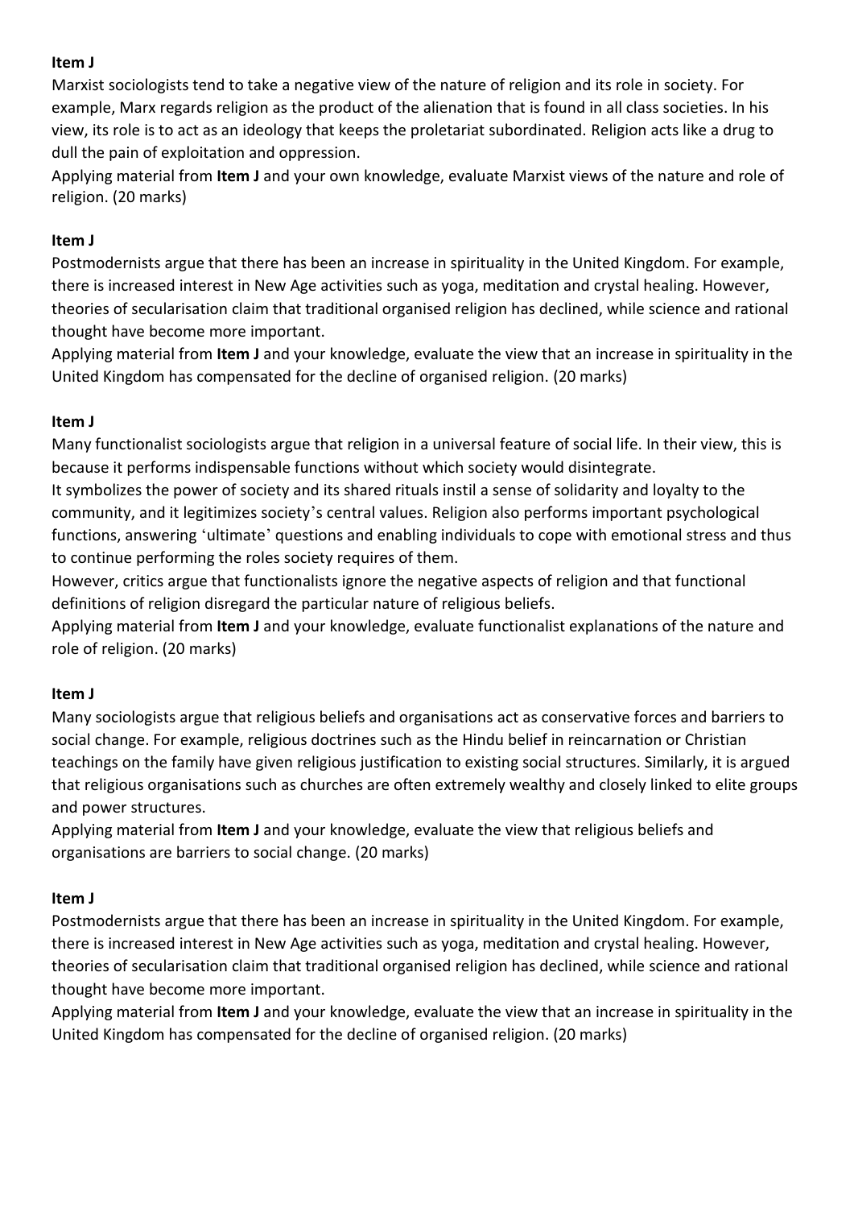**Item J**

Marxist sociologists tend to take a negative view of the nature of religion and its role in society. For example, Marx regards religion as the product of the alienation that is found in all class societies. In his view, its role is to act as an ideology that keeps the proletariat subordinated. Religion acts like a drug to dull the pain of exploitation and oppression.

Applying material from **Item J** and your own knowledge, evaluate Marxist views of the nature and role of religion. (20 marks)

**Item J**

Postmodernists argue that there has been an increase in spirituality in the United Kingdom. For example, there is increased interest in New Age activities such as yoga, meditation and crystal healing. However, theories of secularisation claim that traditional organised religion has declined, while science and rational thought have become more important.

Applying material from **Item J** and your knowledge, evaluate the view that an increase in spirituality in the United Kingdom has compensated for the decline of organised religion. (20 marks)

**Item J**

Many functionalist sociologists argue that religion in a universal feature of social life. In their view, this is because it performs indispensable functions without which society would disintegrate.

It symbolizes the power of society and its shared rituals instil a sense of solidarity and loyalty to the community, and it legitimizes society's central values. Religion also performs important psychological functions, answering 'ultimate' questions and enabling individuals to cope with emotional stress and thus to continue performing the roles society requires of them.

However, critics argue that functionalists ignore the negative aspects of religion and that functional definitions of religion disregard the particular nature of religious beliefs.

Applying material from **Item J** and your knowledge, evaluate functionalist explanations of the nature and role of religion. (20 marks)

**Item J**

Many sociologists argue that religious beliefs and organisations act as conservative forces and barriers to social change. For example, religious doctrines such as the Hindu belief in reincarnation or Christian teachings on the family have given religious justification to existing social structures. Similarly, it is argued that religious organisations such as churches are often extremely wealthy and closely linked to elite groups and power structures.

Applying material from **Item J** and your knowledge, evaluate the view that religious beliefs and organisations are barriers to social change. (20 marks)

**Item J**

Postmodernists argue that there has been an increase in spirituality in the United Kingdom. For example, there is increased interest in New Age activities such as yoga, meditation and crystal healing. However, theories of secularisation claim that traditional organised religion has declined, while science and rational thought have become more important.

Applying material from **Item J** and your knowledge, evaluate the view that an increase in spirituality in the United Kingdom has compensated for the decline of organised religion. (20 marks)